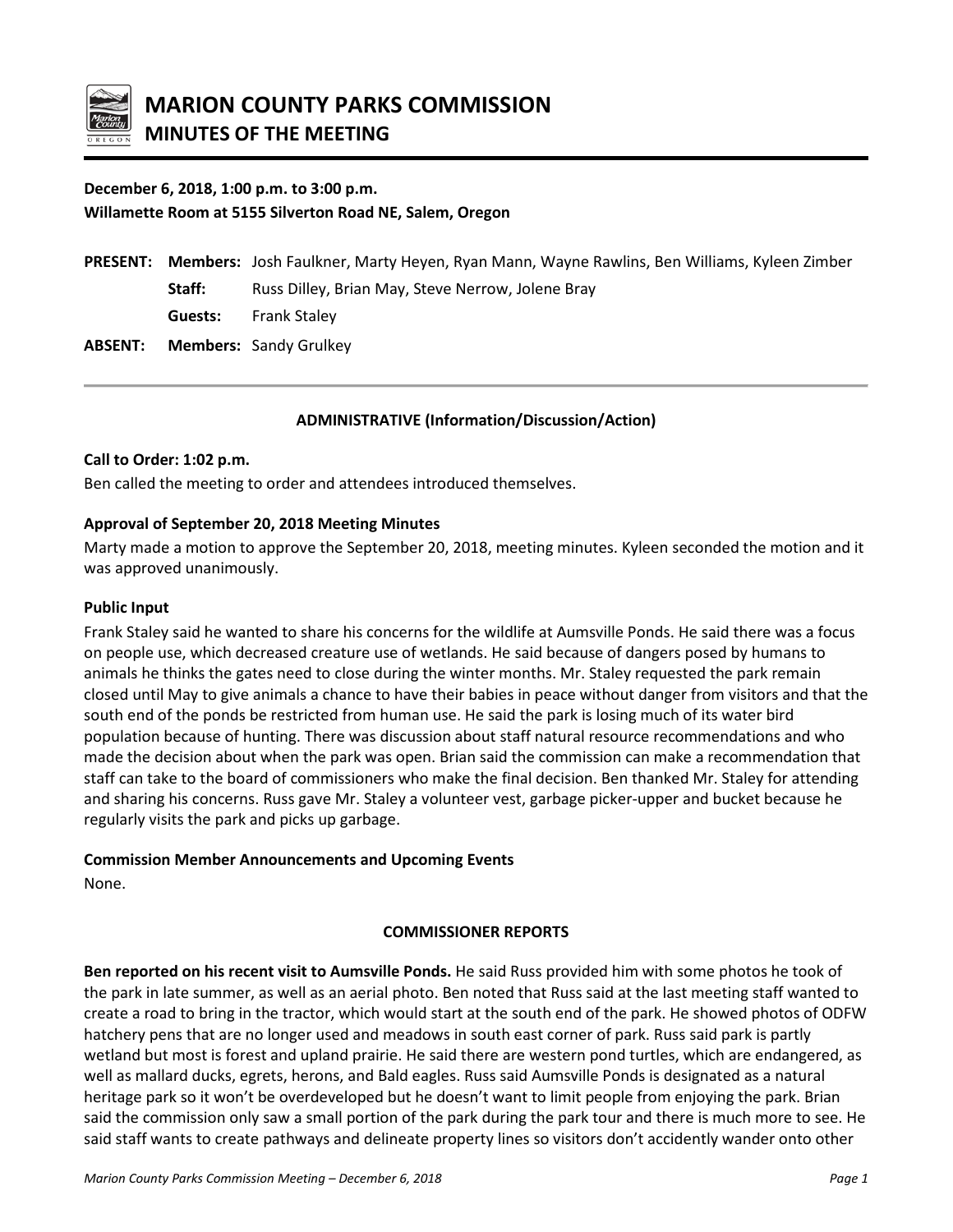# MARION COUNTY PARKS COMMISSION

## MINUTES OF THE MEETING

**December 6, 2018, 1:00 p.m. to 3:00 p.m.**
**Willamette Room at 5155 Silverton Road NE, Salem, Oregon**

| | | |
|---|---|---|
| **PRESENT:** | **Members:** | Josh Faulkner, Marty Heyen, Ryan Mann, Wayne Rawlins, Ben Williams, Kyleen Zimber |
| | **Staff:** | Russ Dilley, Brian May, Steve Nerrow, Jolene Bray |
| | **Guests:** | Frank Staley |
| **ABSENT:** | **Members:** | Sandy Grulkey |

### ADMINISTRATIVE (Information/Discussion/Action)

**Call to Order: 1:02 p.m.**
Ben called the meeting to order and attendees introduced themselves.

**Approval of September 20, 2018 Meeting Minutes**
Marty made a motion to approve the September 20, 2018, meeting minutes. Kyleen seconded the motion and it was approved unanimously.

**Public Input**
Frank Staley said he wanted to share his concerns for the wildlife at Aumsville Ponds. He said there was a focus on people use, which decreased creature use of wetlands. He said because of dangers posed by humans to animals he thinks the gates need to close during the winter months. Mr. Staley requested the park remain closed until May to give animals a chance to have their babies in peace without danger from visitors and that the south end of the ponds be restricted from human use. He said the park is losing much of its water bird population because of hunting. There was discussion about staff natural resource recommendations and who made the decision about when the park was open. Brian said the commission can make a recommendation that staff can take to the board of commissioners who make the final decision. Ben thanked Mr. Staley for attending and sharing his concerns. Russ gave Mr. Staley a volunteer vest, garbage picker-upper and bucket because he regularly visits the park and picks up garbage.

**Commission Member Announcements and Upcoming Events**
None.

### COMMISSIONER REPORTS

**Ben reported on his recent visit to Aumsville Ponds.** He said Russ provided him with some photos he took of the park in late summer, as well as an aerial photo. Ben noted that Russ said at the last meeting staff wanted to create a road to bring in the tractor, which would start at the south end of the park. He showed photos of ODFW hatchery pens that are no longer used and meadows in south east corner of park. Russ said park is partly wetland but most is forest and upland prairie. He said there are western pond turtles, which are endangered, as well as mallard ducks, egrets, herons, and Bald eagles. Russ said Aumsville Ponds is designated as a natural heritage park so it won't be overdeveloped but he doesn't want to limit people from enjoying the park. Brian said the commission only saw a small portion of the park during the park tour and there is much more to see. He said staff wants to create pathways and delineate property lines so visitors don't accidently wander onto other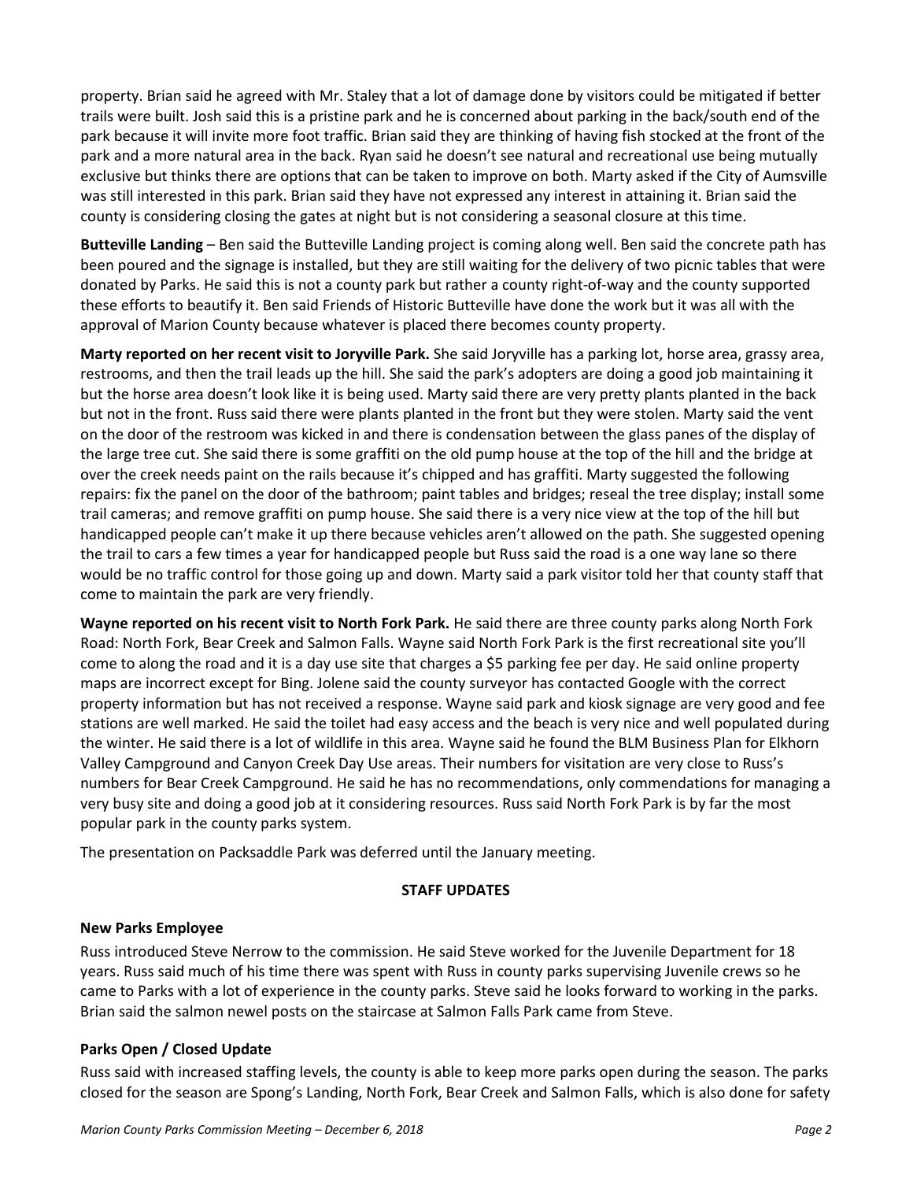property. Brian said he agreed with Mr. Staley that a lot of damage done by visitors could be mitigated if better trails were built. Josh said this is a pristine park and he is concerned about parking in the back/south end of the park because it will invite more foot traffic. Brian said they are thinking of having fish stocked at the front of the park and a more natural area in the back. Ryan said he doesn't see natural and recreational use being mutually exclusive but thinks there are options that can be taken to improve on both. Marty asked if the City of Aumsville was still interested in this park. Brian said they have not expressed any interest in attaining it. Brian said the county is considering closing the gates at night but is not considering a seasonal closure at this time.

**Butteville Landing** – Ben said the Butteville Landing project is coming along well. Ben said the concrete path has been poured and the signage is installed, but they are still waiting for the delivery of two picnic tables that were donated by Parks. He said this is not a county park but rather a county right-of-way and the county supported these efforts to beautify it. Ben said Friends of Historic Butteville have done the work but it was all with the approval of Marion County because whatever is placed there becomes county property.

**Marty reported on her recent visit to Joryville Park.** She said Joryville has a parking lot, horse area, grassy area, restrooms, and then the trail leads up the hill. She said the park's adopters are doing a good job maintaining it but the horse area doesn't look like it is being used. Marty said there are very pretty plants planted in the back but not in the front. Russ said there were plants planted in the front but they were stolen. Marty said the vent on the door of the restroom was kicked in and there is condensation between the glass panes of the display of the large tree cut. She said there is some graffiti on the old pump house at the top of the hill and the bridge at over the creek needs paint on the rails because it's chipped and has graffiti. Marty suggested the following repairs: fix the panel on the door of the bathroom; paint tables and bridges; reseal the tree display; install some trail cameras; and remove graffiti on pump house. She said there is a very nice view at the top of the hill but handicapped people can't make it up there because vehicles aren't allowed on the path. She suggested opening the trail to cars a few times a year for handicapped people but Russ said the road is a one way lane so there would be no traffic control for those going up and down. Marty said a park visitor told her that county staff that come to maintain the park are very friendly.

**Wayne reported on his recent visit to North Fork Park.** He said there are three county parks along North Fork Road: North Fork, Bear Creek and Salmon Falls. Wayne said North Fork Park is the first recreational site you'll come to along the road and it is a day use site that charges a $5 parking fee per day. He said online property maps are incorrect except for Bing. Jolene said the county surveyor has contacted Google with the correct property information but has not received a response. Wayne said park and kiosk signage are very good and fee stations are well marked. He said the toilet had easy access and the beach is very nice and well populated during the winter. He said there is a lot of wildlife in this area. Wayne said he found the BLM Business Plan for Elkhorn Valley Campground and Canyon Creek Day Use areas. Their numbers for visitation are very close to Russ's numbers for Bear Creek Campground. He said he has no recommendations, only commendations for managing a very busy site and doing a good job at it considering resources. Russ said North Fork Park is by far the most popular park in the county parks system.

The presentation on Packsaddle Park was deferred until the January meeting.

## STAFF UPDATES

### New Parks Employee

Russ introduced Steve Nerrow to the commission. He said Steve worked for the Juvenile Department for 18 years. Russ said much of his time there was spent with Russ in county parks supervising Juvenile crews so he came to Parks with a lot of experience in the county parks. Steve said he looks forward to working in the parks. Brian said the salmon newel posts on the staircase at Salmon Falls Park came from Steve.

### Parks Open / Closed Update

Russ said with increased staffing levels, the county is able to keep more parks open during the season. The parks closed for the season are Spong's Landing, North Fork, Bear Creek and Salmon Falls, which is also done for safety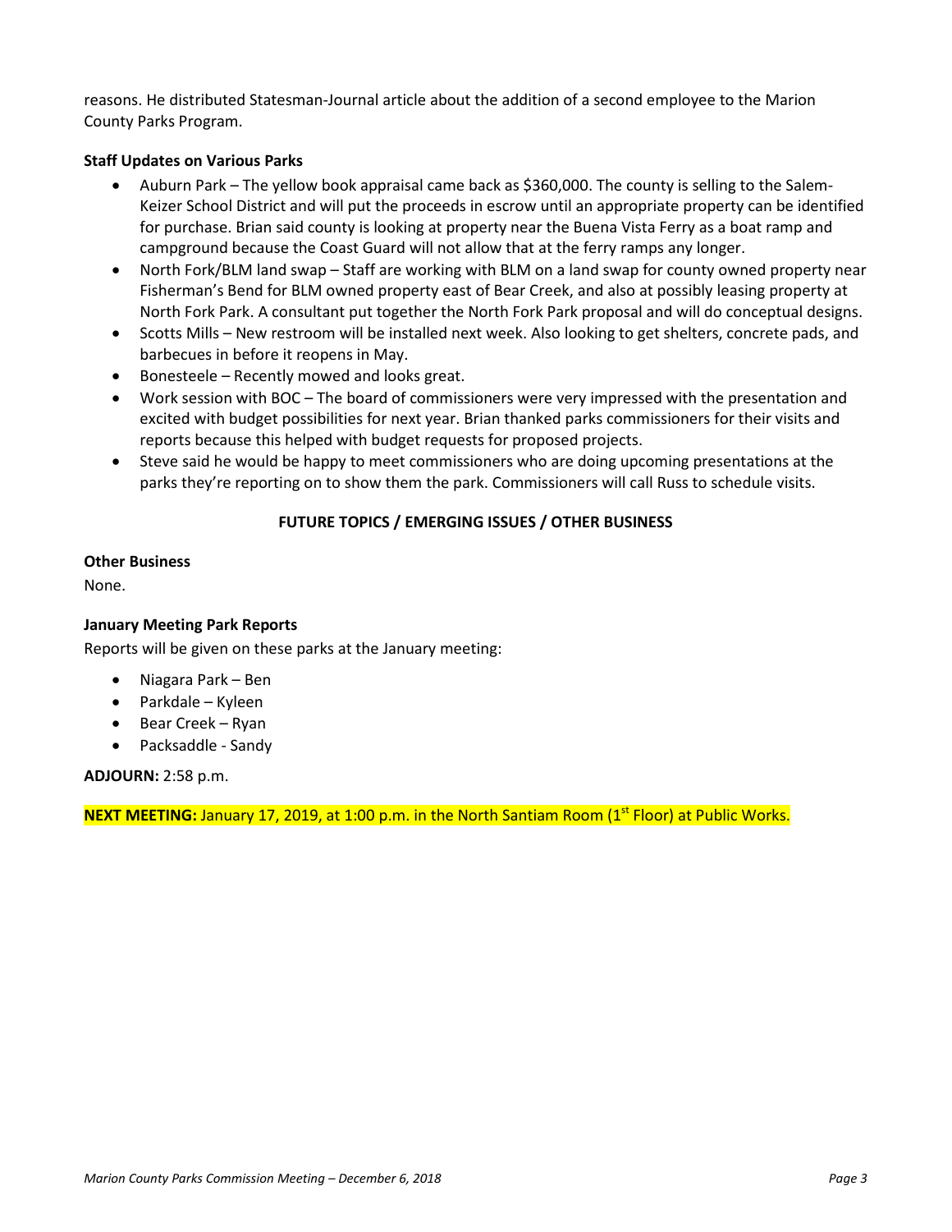reasons. He distributed Statesman-Journal article about the addition of a second employee to the Marion County Parks Program.

**Staff Updates on Various Parks**

- Auburn Park – The yellow book appraisal came back as $360,000. The county is selling to the Salem-Keizer School District and will put the proceeds in escrow until an appropriate property can be identified for purchase. Brian said county is looking at property near the Buena Vista Ferry as a boat ramp and campground because the Coast Guard will not allow that at the ferry ramps any longer.
- North Fork/BLM land swap – Staff are working with BLM on a land swap for county owned property near Fisherman's Bend for BLM owned property east of Bear Creek, and also at possibly leasing property at North Fork Park. A consultant put together the North Fork Park proposal and will do conceptual designs.
- Scotts Mills – New restroom will be installed next week. Also looking to get shelters, concrete pads, and barbecues in before it reopens in May.
- Bonesteele – Recently mowed and looks great.
- Work session with BOC – The board of commissioners were very impressed with the presentation and excited with budget possibilities for next year. Brian thanked parks commissioners for their visits and reports because this helped with budget requests for proposed projects.
- Steve said he would be happy to meet commissioners who are doing upcoming presentations at the parks they're reporting on to show them the park. Commissioners will call Russ to schedule visits.

## FUTURE TOPICS / EMERGING ISSUES / OTHER BUSINESS

**Other Business**

None.

**January Meeting Park Reports**

Reports will be given on these parks at the January meeting:

- Niagara Park – Ben
- Parkdale – Kyleen
- Bear Creek – Ryan
- Packsaddle - Sandy

**ADJOURN:** 2:58 p.m.

**NEXT MEETING:** January 17, 2019, at 1:00 p.m. in the North Santiam Room (1st Floor) at Public Works.